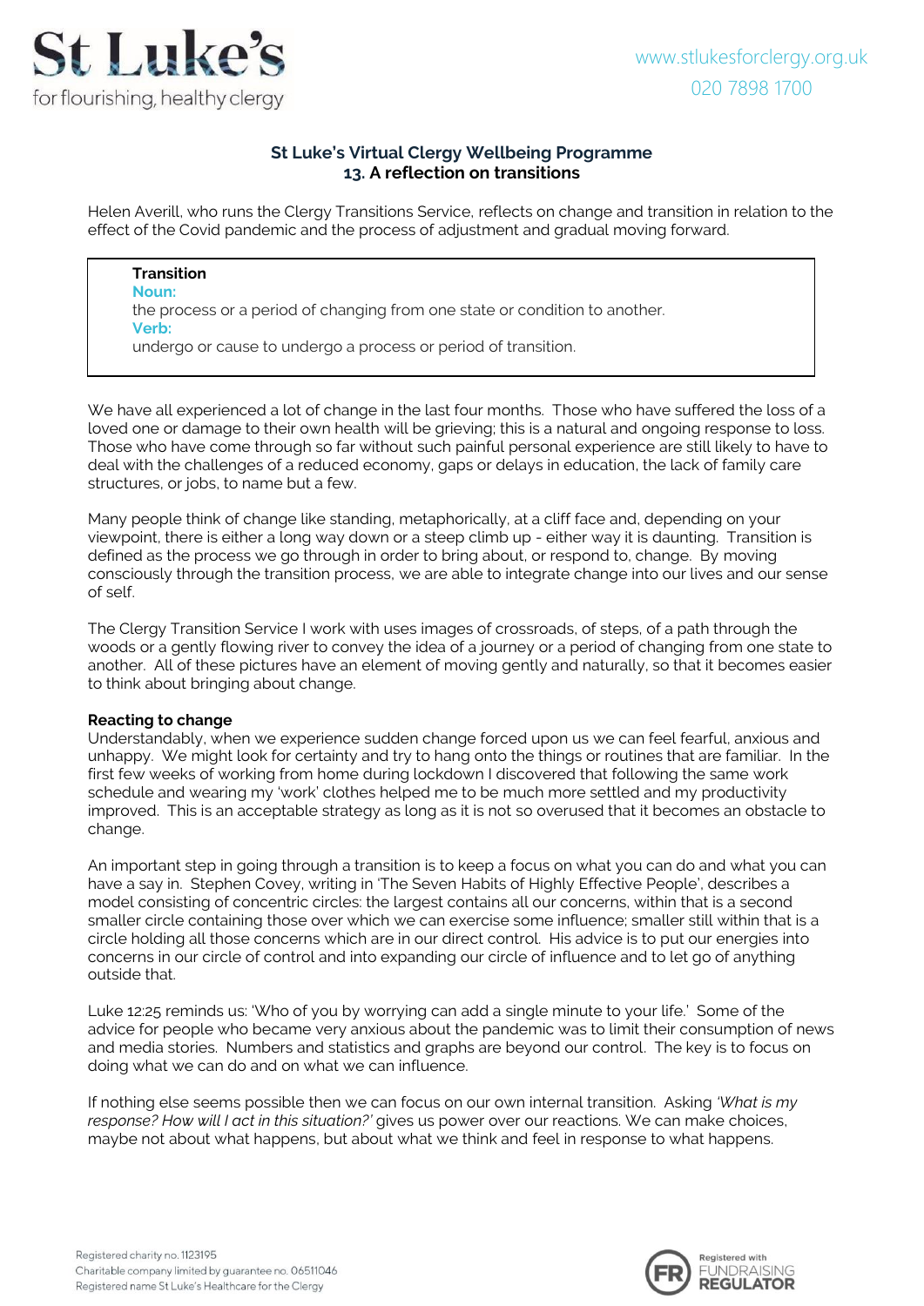# St Luke's Virtual Clergy Wellbeing Programme

## 13. A reflection on transitions

Helen Averill, who runs the Clergy Transitions Service, reflects on change and transition in relation to the effect of the Covid pandemic and the process of adjustment and gradual moving forward.

> **Transition**
> **Noun:**
> the process or a period of changing from one state or condition to another.
> **Verb:**
> undergo or cause to undergo a process or period of transition.

We have all experienced a lot of change in the last four months. Those who have suffered the loss of a loved one or damage to their own health will be grieving; this is a natural and ongoing response to loss. Those who have come through so far without such painful personal experience are still likely to have to deal with the challenges of a reduced economy, gaps or delays in education, the lack of family care structures, or jobs, to name but a few.

Many people think of change like standing, metaphorically, at a cliff face and, depending on your viewpoint, there is either a long way down or a steep climb up - either way it is daunting. Transition is defined as the process we go through in order to bring about, or respond to, change. By moving consciously through the transition process, we are able to integrate change into our lives and our sense of self.

The Clergy Transition Service I work with uses images of crossroads, of steps, of a path through the woods or a gently flowing river to convey the idea of a journey or a period of changing from one state to another. All of these pictures have an element of moving gently and naturally, so that it becomes easier to think about bringing about change.

**Reacting to change**

Understandably, when we experience sudden change forced upon us we can feel fearful, anxious and unhappy. We might look for certainty and try to hang onto the things or routines that are familiar. In the first few weeks of working from home during lockdown I discovered that following the same work schedule and wearing my 'work' clothes helped me to be much more settled and my productivity improved. This is an acceptable strategy as long as it is not so overused that it becomes an obstacle to change.

An important step in going through a transition is to keep a focus on what you can do and what you can have a say in. Stephen Covey, writing in 'The Seven Habits of Highly Effective People', describes a model consisting of concentric circles: the largest contains all our concerns, within that is a second smaller circle containing those over which we can exercise some influence; smaller still within that is a circle holding all those concerns which are in our direct control. His advice is to put our energies into concerns in our circle of control and into expanding our circle of influence and to let go of anything outside that.

Luke 12:25 reminds us: 'Who of you by worrying can add a single minute to your life.' Some of the advice for people who became very anxious about the pandemic was to limit their consumption of news and media stories. Numbers and statistics and graphs are beyond our control. The key is to focus on doing what we can do and on what we can influence.

If nothing else seems possible then we can focus on our own internal transition. Asking *'What is my response? How will I act in this situation?'* gives us power over our reactions. We can make choices, maybe not about what happens, but about what we think and feel in response to what happens.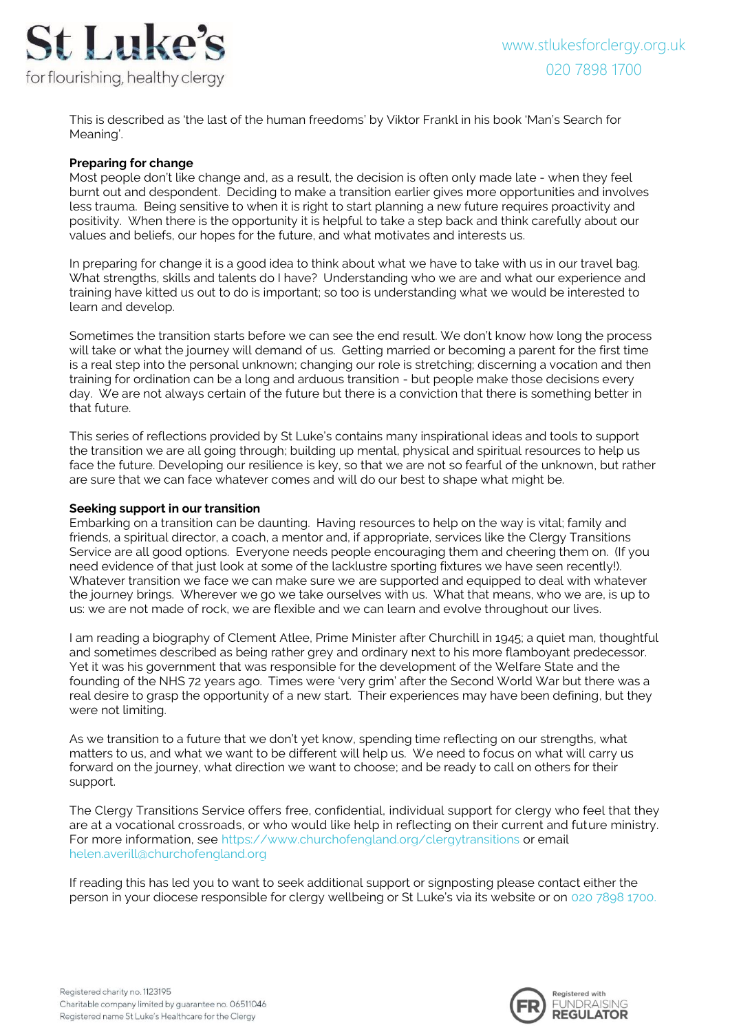This is described as 'the last of the human freedoms' by Viktor Frankl in his book 'Man's Search for Meaning'.

**Preparing for change**

Most people don't like change and, as a result, the decision is often only made late - when they feel burnt out and despondent. Deciding to make a transition earlier gives more opportunities and involves less trauma. Being sensitive to when it is right to start planning a new future requires proactivity and positivity. When there is the opportunity it is helpful to take a step back and think carefully about our values and beliefs, our hopes for the future, and what motivates and interests us.

In preparing for change it is a good idea to think about what we have to take with us in our travel bag. What strengths, skills and talents do I have? Understanding who we are and what our experience and training have kitted us out to do is important; so too is understanding what we would be interested to learn and develop.

Sometimes the transition starts before we can see the end result. We don't know how long the process will take or what the journey will demand of us. Getting married or becoming a parent for the first time is a real step into the personal unknown; changing our role is stretching; discerning a vocation and then training for ordination can be a long and arduous transition - but people make those decisions every day. We are not always certain of the future but there is a conviction that there is something better in that future.

This series of reflections provided by St Luke's contains many inspirational ideas and tools to support the transition we are all going through; building up mental, physical and spiritual resources to help us face the future. Developing our resilience is key, so that we are not so fearful of the unknown, but rather are sure that we can face whatever comes and will do our best to shape what might be.

**Seeking support in our transition**

Embarking on a transition can be daunting. Having resources to help on the way is vital; family and friends, a spiritual director, a coach, a mentor and, if appropriate, services like the Clergy Transitions Service are all good options. Everyone needs people encouraging them and cheering them on. (If you need evidence of that just look at some of the lacklustre sporting fixtures we have seen recently!). Whatever transition we face we can make sure we are supported and equipped to deal with whatever the journey brings. Wherever we go we take ourselves with us. What that means, who we are, is up to us: we are not made of rock, we are flexible and we can learn and evolve throughout our lives.

I am reading a biography of Clement Atlee, Prime Minister after Churchill in 1945; a quiet man, thoughtful and sometimes described as being rather grey and ordinary next to his more flamboyant predecessor. Yet it was his government that was responsible for the development of the Welfare State and the founding of the NHS 72 years ago. Times were 'very grim' after the Second World War but there was a real desire to grasp the opportunity of a new start. Their experiences may have been defining, but they were not limiting.

As we transition to a future that we don't yet know, spending time reflecting on our strengths, what matters to us, and what we want to be different will help us. We need to focus on what will carry us forward on the journey, what direction we want to choose; and be ready to call on others for their support.

The Clergy Transitions Service offers free, confidential, individual support for clergy who feel that they are at a vocational crossroads, or who would like help in reflecting on their current and future ministry. For more information, see https://www.churchofengland.org/clergytransitions or email helen.averill@churchofengland.org

If reading this has led you to want to seek additional support or signposting please contact either the person in your diocese responsible for clergy wellbeing or St Luke's via its website or on 020 7898 1700.